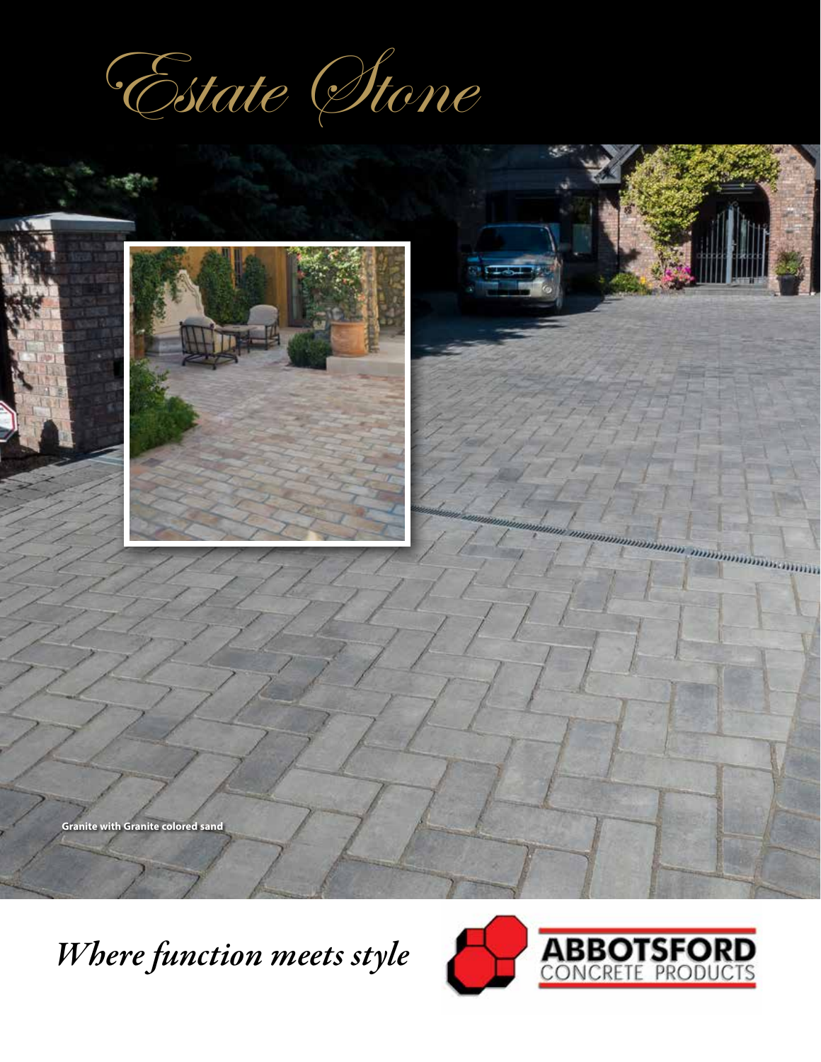# Estate Stone

Granite with Granite colored sand

*Where function meets style*

ABBOTSFORD CONCRETE PRODUCTS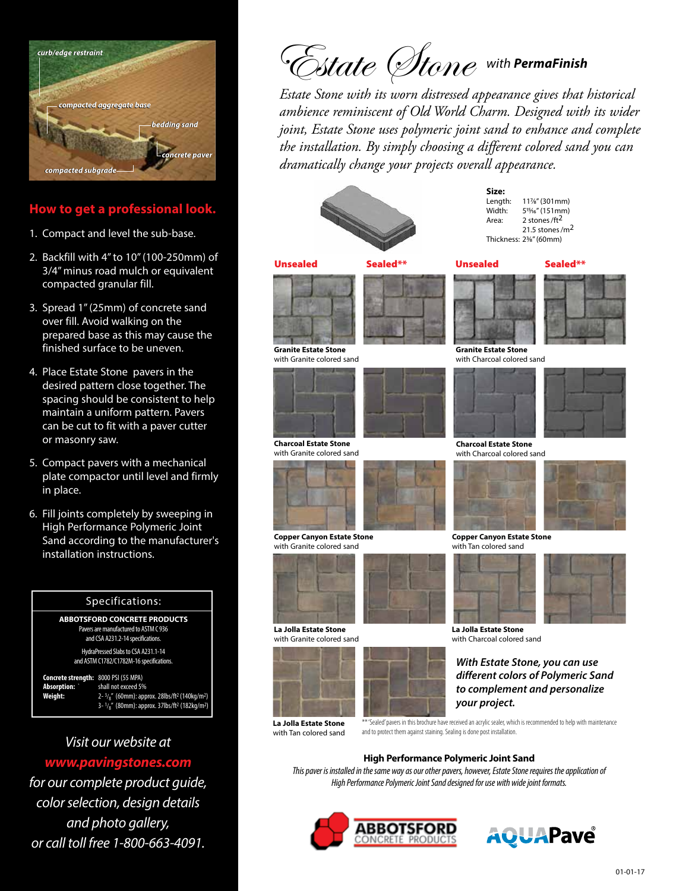curb/edge restraint

compacted aggregate base

bedding sand

concrete paver

compacted subgrade

## How to get a professional look.

1. Compact and level the sub-base.
2. Backfill with 4" to 10" (100-250mm) of 3/4" minus road mulch or equivalent compacted granular fill.
3. Spread 1" (25mm) of concrete sand over fill. Avoid walking on the prepared base as this may cause the finished surface to be uneven.
4. Place Estate Stone pavers in the desired pattern close together. The spacing should be consistent to help maintain a uniform pattern. Pavers can be cut to fit with a paver cutter or masonry saw.
5. Compact pavers with a mechanical plate compactor until level and firmly in place.
6. Fill joints completely by sweeping in High Performance Polymeric Joint Sand according to the manufacturer's installation instructions.

### Specifications:

**ABBOTSFORD CONCRETE PRODUCTS**

Pavers are manufactured to ASTM C936 and CSA A231.2-14 specifications.

HydraPressed Slabs to CSA A231.1-14 and ASTM C1782/C1782M-16 specifications.

**Concrete strength:** 8000 PSI (55 MPA)
**Absorption:** shall not exceed 5%
**Weight:** 2-3/8" (60mm): approx. 28lbs/ft² (140kg/m²)
3-1/8" (80mm): approx. 37lbs/ft² (182kg/m²)

*Visit our website at **www.pavingstones.com** for our complete product guide, color selection, design details and photo gallery, or call toll free 1-800-663-4091.*

# *Estate Stone* with ***PermaFinish***

*Estate Stone with its worn distressed appearance gives that historical ambience reminiscent of Old World Charm. Designed with its wider joint, Estate Stone uses polymeric joint sand to enhance and complete the installation. By simply choosing a different colored sand you can dramatically change your projects overall appearance.*

**Size:**
Length: 11⅞" (301mm)
Width: 5¹⁵⁄₁₆" (151mm)
Area: 2 stones/ft²
21.5 stones/m²
Thickness: 2⅜" (60mm)

**Unsealed** **Sealed\*\*** **Unsealed** **Sealed\*\***

**Granite Estate Stone** with Granite colored sand

**Granite Estate Stone** with Charcoal colored sand

**Charcoal Estate Stone** with Granite colored sand

**Charcoal Estate Stone** with Charcoal colored sand

**Copper Canyon Estate Stone** with Granite colored sand

**Copper Canyon Estate Stone** with Tan colored sand

**La Jolla Estate Stone** with Granite colored sand

**La Jolla Estate Stone** with Charcoal colored sand

**La Jolla Estate Stone** with Tan colored sand

***With Estate Stone, you can use different colors of Polymeric Sand to complement and personalize your project.***

\*\*'Sealed' pavers in this brochure have received an acrylic sealer, which is recommended to help with maintenance and to protect them against staining. Sealing is done post installation.

**High Performance Polymeric Joint Sand**

*This paver is installed in the same way as our other pavers, however, Estate Stone requires the application of High Performance Polymeric Joint Sand designed for use with wide joint formats.*

ABBOTSFORD CONCRETE PRODUCTS

AQUAPave®

01-01-17